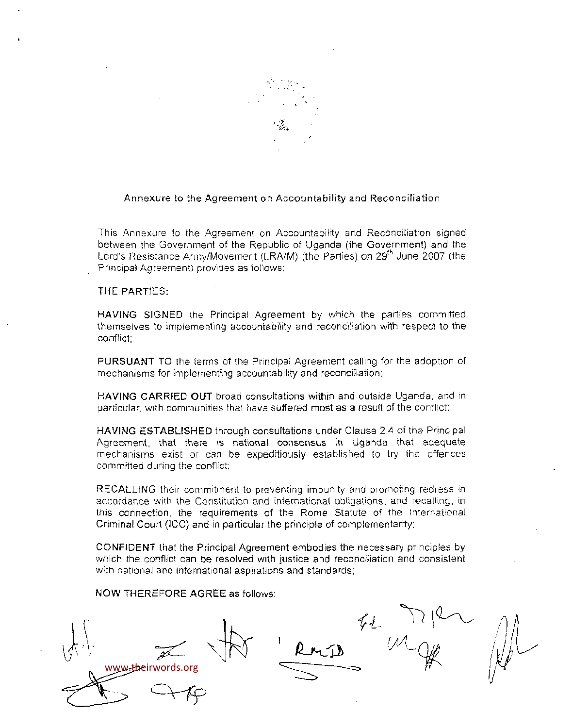# Annexure to the Agreement on Accountability and Reconciliation

This Annexure to the Agreement on Accountability and Reconciliation signed between the Government of the Republic of Uganda (the Government) and the Lord's Resistance Army/Movement (LRA/M) (the Parties) on 29th June 2007 (the Principal Agreement) provides as follows:

THE PARTIES:

**HAVING SIGNED** the Principal Agreement by which the parties committed themselves to implementing accountability and reconciliation with respect to the conflict;

**PURSUANT TO** the terms of the Principal Agreement calling for the adoption of mechanisms for implementing accountability and reconciliation;

**HAVING CARRIED OUT** broad consultations within and outside Uganda, and in particular, with communities that have suffered most as a result of the conflict;

**HAVING ESTABLISHED** through consultations under Clause 2.4 of the Principal Agreement, that there is national consensus in Uganda that adequate mechanisms exist or can be expeditiously established to try the offences committed during the conflict;

**RECALLING** their commitment to preventing impunity and promoting redress in accordance with the Constitution and international obligations, and recalling, in this connection, the requirements of the Rome Statute of the International Criminal Court (ICC) and in particular the principle of complementarity;

**CONFIDENT** that the Principal Agreement embodies the necessary principles by which the conflict can be resolved with justice and reconciliation and consistent with national and international aspirations and standards;

**NOW THEREFORE AGREE** as follows: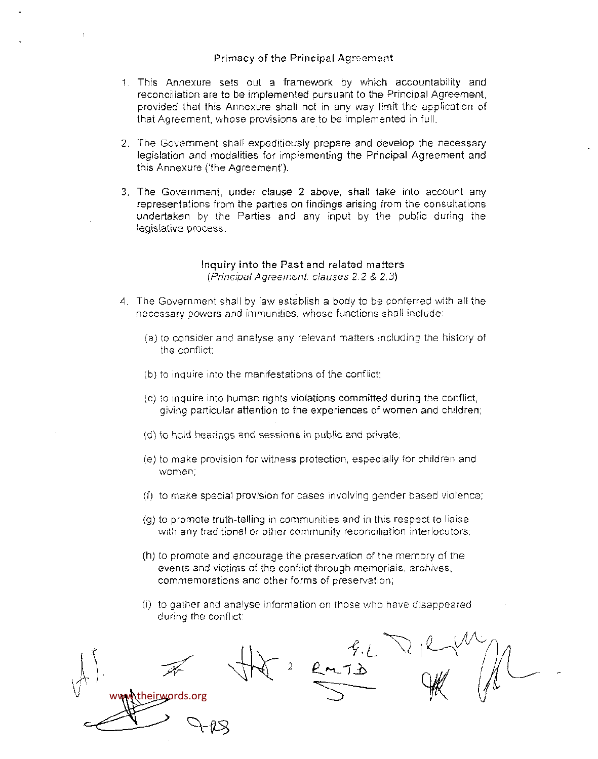## Primacy of the Principal Agreement

1. This Annexure sets out a framework by which accountability and reconciliation are to be implemented pursuant to the Principal Agreement, provided that this Annexure shall not in any way limit the application of that Agreement, whose provisions are to be implemented in full.

2. The Government shall expeditiously prepare and develop the necessary legislation and modalities for implementing the Principal Agreement and this Annexure ('the Agreement').

3. The Government, under clause 2 above, shall take into account any representations from the parties on findings arising from the consultations undertaken by the Parties and any input by the public during the legislative process.

## Inquiry into the Past and related matters
*(Principal Agreement: clauses 2.2 & 2.3)*

4. The Government shall by law establish a body to be conferred with all the necessary powers and immunities, whose functions shall include:

   (a) to consider and analyse any relevant matters including the history of the conflict;

   (b) to inquire into the manifestations of the conflict;

   (c) to inquire into human rights violations committed during the conflict, giving particular attention to the experiences of women and children;

   (d) to hold hearings and sessions in public and private;

   (e) to make provision for witness protection, especially for children and women;

   (f) to make special provision for cases involving gender based violence;

   (g) to promote truth-telling in communities and in this respect to liaise with any traditional or other community reconciliation interlocutors;

   (h) to promote and encourage the preservation of the memory of the events and victims of the conflict through memorials, archives, commemorations and other forms of preservation;

   (i) to gather and analyse information on those who have disappeared during the conflict;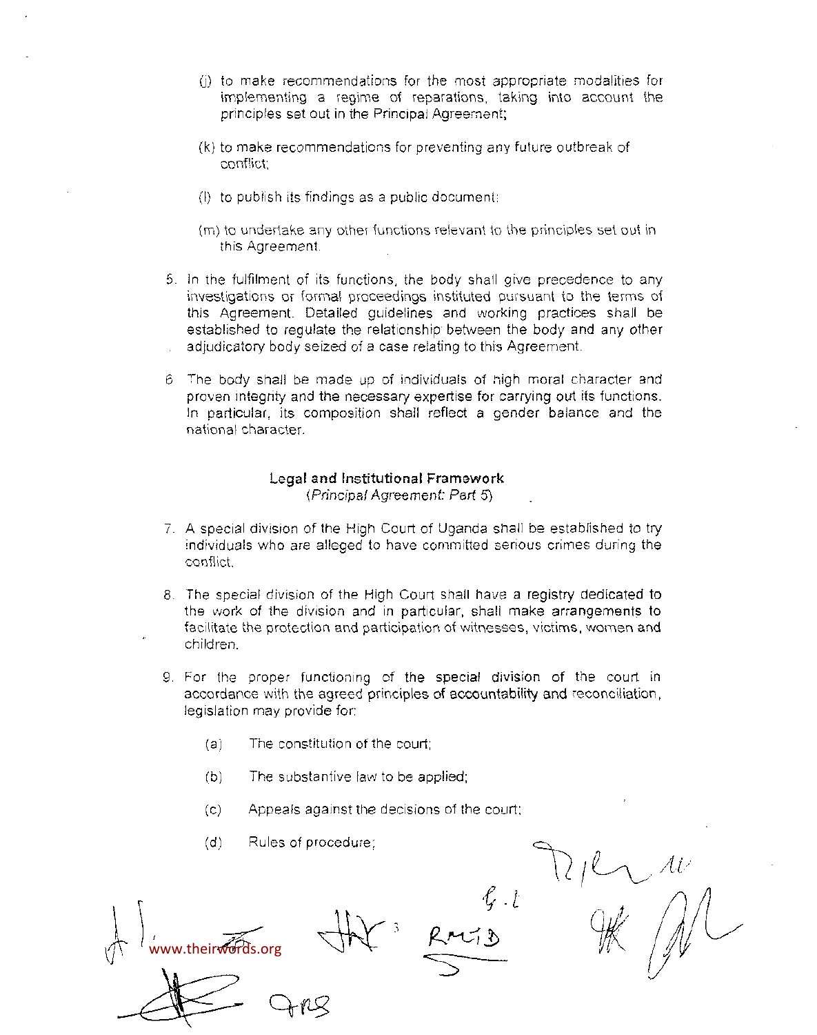(j) to make recommendations for the most appropriate modalities for implementing a regime of reparations, taking into account the principles set out in the Principal Agreement;

(k) to make recommendations for preventing any future outbreak of conflict;

(l) to publish its findings as a public document;

(m) to undertake any other functions relevant to the principles set out in this Agreement.

5. In the fulfilment of its functions, the body shall give precedence to any investigations or formal proceedings instituted pursuant to the terms of this Agreement. Detailed guidelines and working practices shall be established to regulate the relationship between the body and any other adjudicatory body seized of a case relating to this Agreement.

6. The body shall be made up of individuals of high moral character and proven integrity and the necessary expertise for carrying out its functions. In particular, its composition shall reflect a gender balance and the national character.

**Legal and Institutional Framework**
*(Principal Agreement: Part 5)*

7. A special division of the High Court of Uganda shall be established to try individuals who are alleged to have committed serious crimes during the conflict.

8. The special division of the High Court shall have a registry dedicated to the work of the division and in particular, shall make arrangements to facilitate the protection and participation of witnesses, victims, women and children.

9. For the proper functioning of the special division of the court in accordance with the agreed principles of accountability and reconciliation, legislation may provide for:

   (a) The constitution of the court;

   (b) The substantive law to be applied;

   (c) Appeals against the decisions of the court;

   (d) Rules of procedure;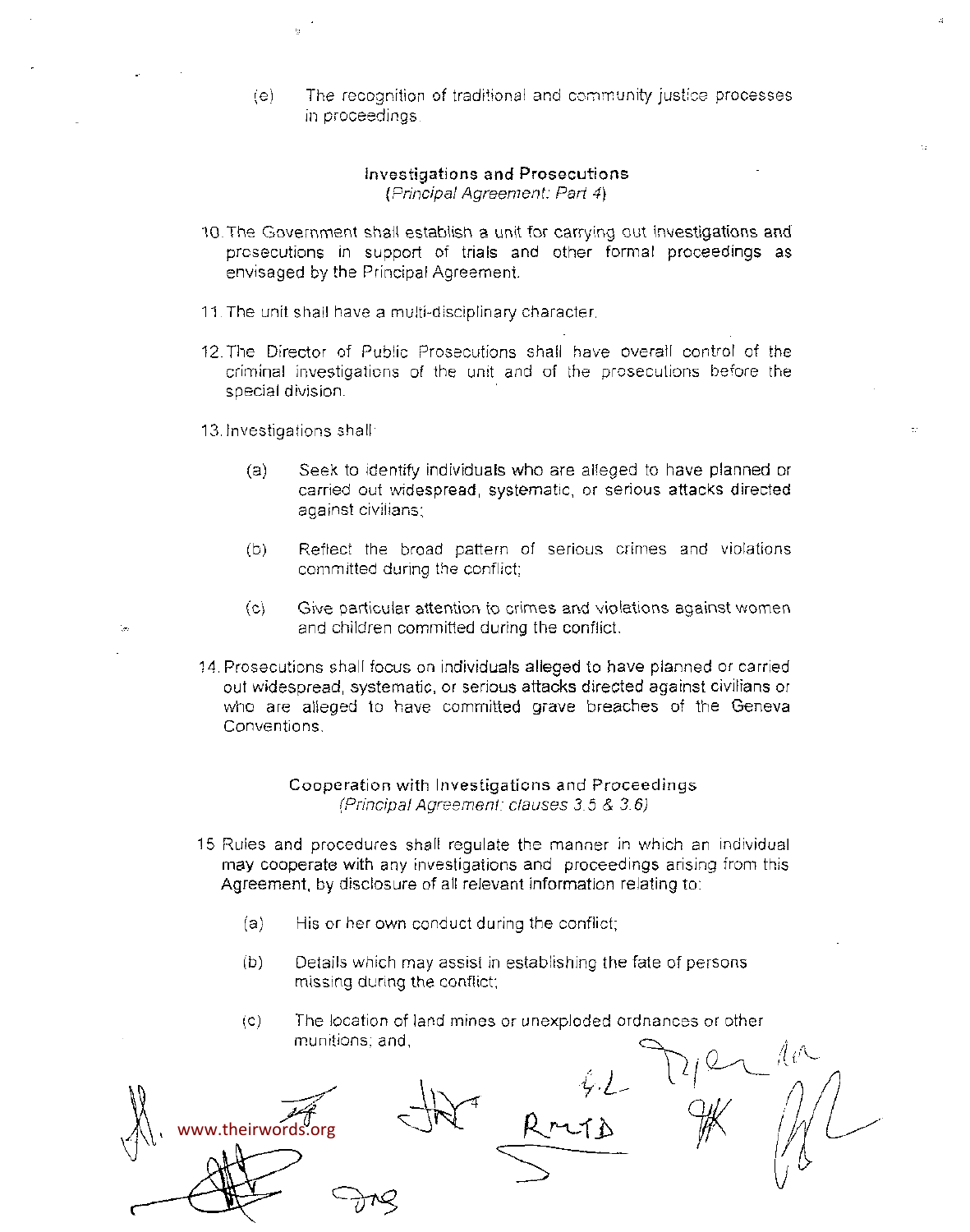(e) The recognition of traditional and community justice processes in proceedings.

### Investigations and Prosecutions

*(Principal Agreement: Part 4)*

10. The Government shall establish a unit for carrying out investigations and prosecutions in support of trials and other formal proceedings as envisaged by the Principal Agreement.

11. The unit shall have a multi-disciplinary character.

12. The Director of Public Prosecutions shall have overall control of the criminal investigations of the unit and of the prosecutions before the special division.

13. Investigations shall:

    (a) Seek to identify individuals who are alleged to have planned or carried out widespread, systematic, or serious attacks directed against civilians;

    (b) Reflect the broad pattern of serious crimes and violations committed during the conflict;

    (c) Give particular attention to crimes and violations against women and children committed during the conflict.

14. Prosecutions shall focus on individuals alleged to have planned or carried out widespread, systematic, or serious attacks directed against civilians or who are alleged to have committed grave breaches of the Geneva Conventions.

### Cooperation with Investigations and Proceedings

*(Principal Agreement: clauses 3.5 & 3.6)*

15. Rules and procedures shall regulate the manner in which an individual may cooperate with any investigations and proceedings arising from this Agreement, by disclosure of all relevant information relating to:

    (a) His or her own conduct during the conflict;

    (b) Details which may assist in establishing the fate of persons missing during the conflict;

    (c) The location of land mines or unexploded ordnances or other munitions; and,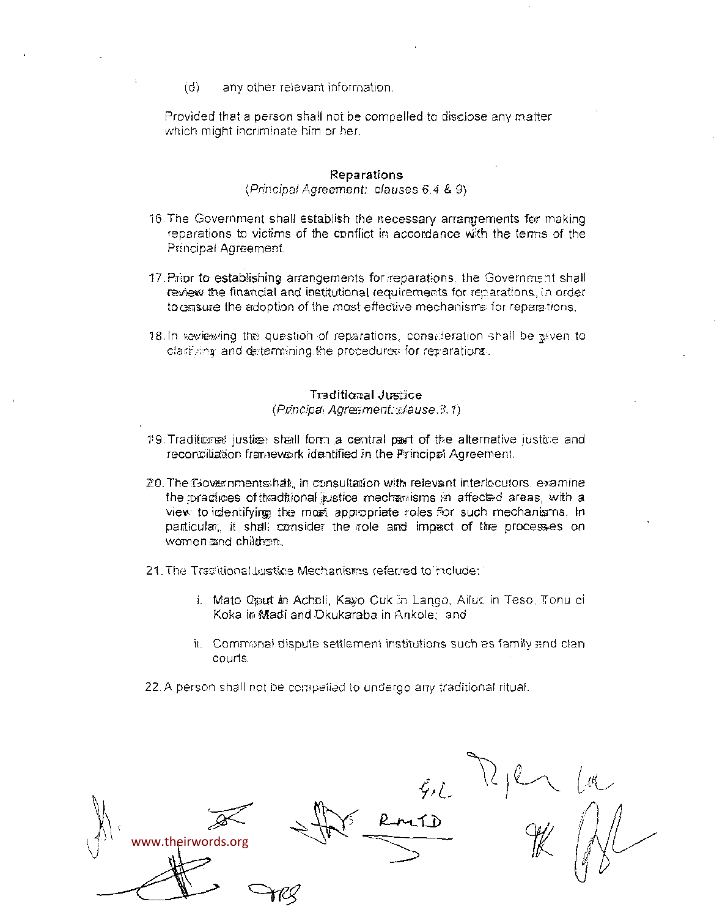(d) any other relevant information.

Provided that a person shall not be compelled to disclose any matter which might incriminate him or her.

### Reparations

*(Principal Agreement: clauses 6.4 & 9)*

16. The Government shall establish the necessary arrangements for making reparations to victims of the conflict in accordance with the terms of the Principal Agreement.

17. Prior to establishing arrangements for reparations, the Government shall review the financial and institutional requirements for reparations, in order to ensure the adoption of the most effective mechanisms for reparations.

18. In reviewing the question of reparations, consideration shall be given to clarifying and determining the procedures for reparations.

### Traditional Justice

*(Principal Agreement: clause 3.1)*

19. Traditional justice shall form a central part of the alternative justice and reconciliation framework identified in the Principal Agreement.

20. The Government shall, in consultation with relevant interlocutors, examine the practices of traditional justice mechanisms in affected areas, with a view to identifying the most appropriate roles for such mechanisms. In particular, it shall consider the role and impact of the processes on women and children.

21. The Traditional Justice Mechanisms referred to include:

    i. Mato Oput in Acholi, Kayo Cuk in Lango, Ailuc in Teso, Tonu ci Koka in Madi and Okukaraba in Ankole; and

    ii. Communal dispute settlement institutions such as family and clan courts.

22. A person shall not be compelled to undergo any traditional ritual.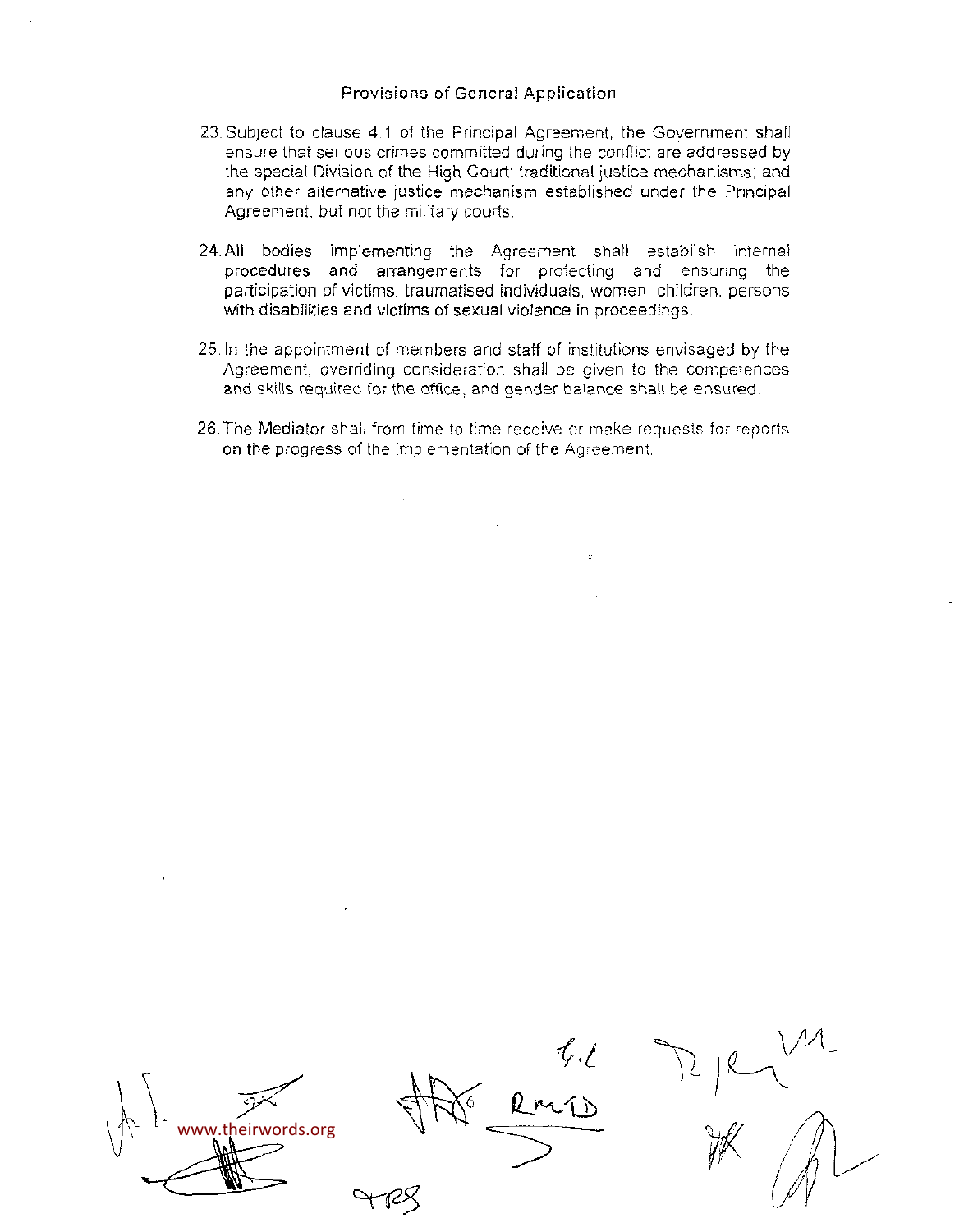## Provisions of General Application

23. Subject to clause 4.1 of the Principal Agreement, the Government shall ensure that serious crimes committed during the conflict are addressed by the special Division of the High Court; traditional justice mechanisms; and any other alternative justice mechanism established under the Principal Agreement, but not the military courts.

24. All bodies implementing the Agreement shall establish internal procedures and arrangements for protecting and ensuring the participation of victims, traumatised individuals, women, children, persons with disabilities and victims of sexual violence in proceedings.

25. In the appointment of members and staff of institutions envisaged by the Agreement, overriding consideration shall be given to the competences and skills required for the office, and gender balance shall be ensured.

26. The Mediator shall from time to time receive or make requests for reports on the progress of the implementation of the Agreement.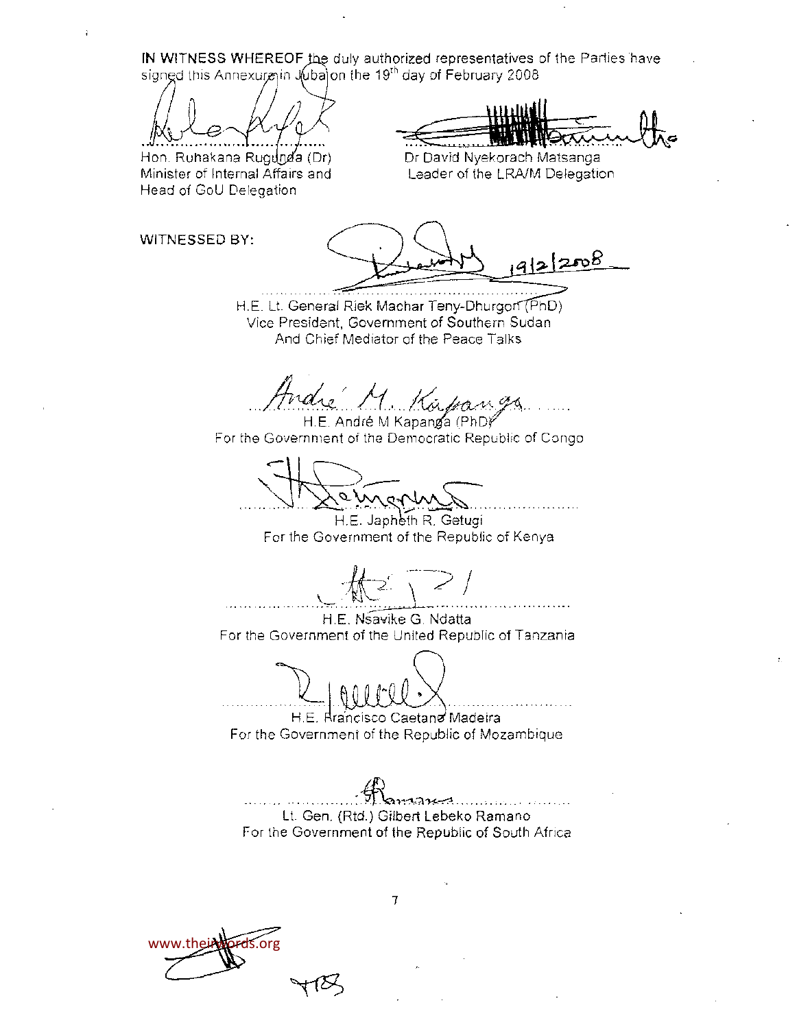**IN WITNESS WHEREOF** the duly authorized representatives of the Parties have signed this Annexure in Juba on the 19th day of February 2008

Hon. Ruhakana Rugunda (Dr)
Minister of Internal Affairs and
Head of GoU Delegation

Dr David Nyekorach Matsanga
Leader of the LRA/M Delegation

WITNESSED BY:

19/2/2008

H.E. Lt. General Riek Machar Teny-Dhurgon (PhD)
Vice President, Government of Southern Sudan
And Chief Mediator of the Peace Talks

H.E. André M Kapanga (PhD)
For the Government of the Democratic Republic of Congo

H.E. Japheth R. Getugi
For the Government of the Republic of Kenya

H.E. Nsavike G. Ndatta
For the Government of the United Republic of Tanzania

H.E. Francisco Caetano Madeira
For the Government of the Republic of Mozambique

Lt. Gen. (Rtd.) Gilbert Lebeko Ramano
For the Government of the Republic of South Africa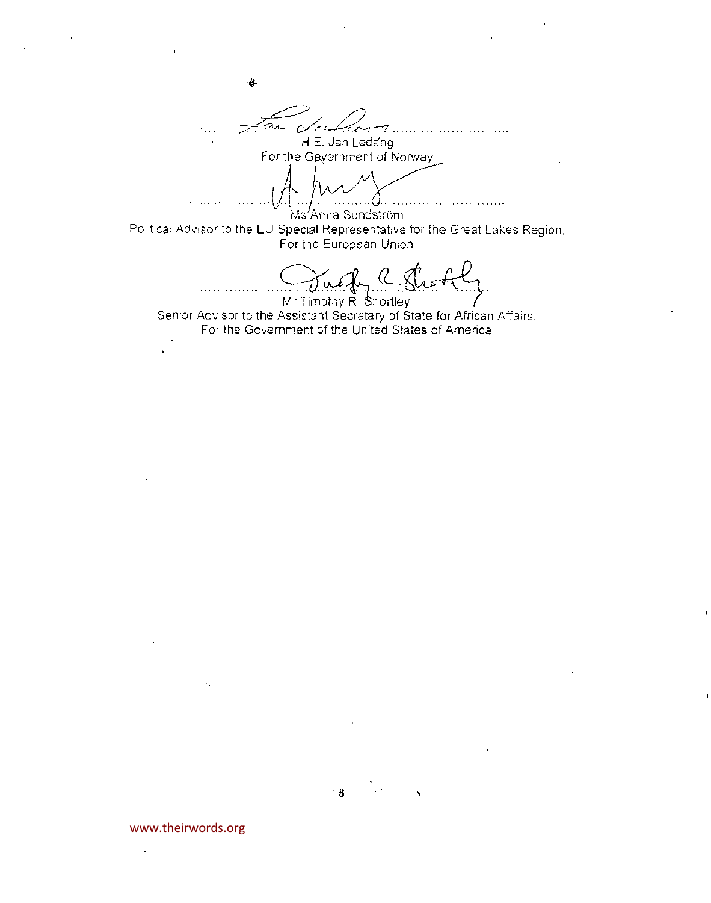H.E. Jan Ledang
For the Government of Norway

Ms Anna Sundström
Political Advisor to the EU Special Representative for the Great Lakes Region,
For the European Union

Mr Timothy R. Shortley
Senior Advisor to the Assistant Secretary of State for African Affairs,
For the Government of the United States of America

www.theirwords.org